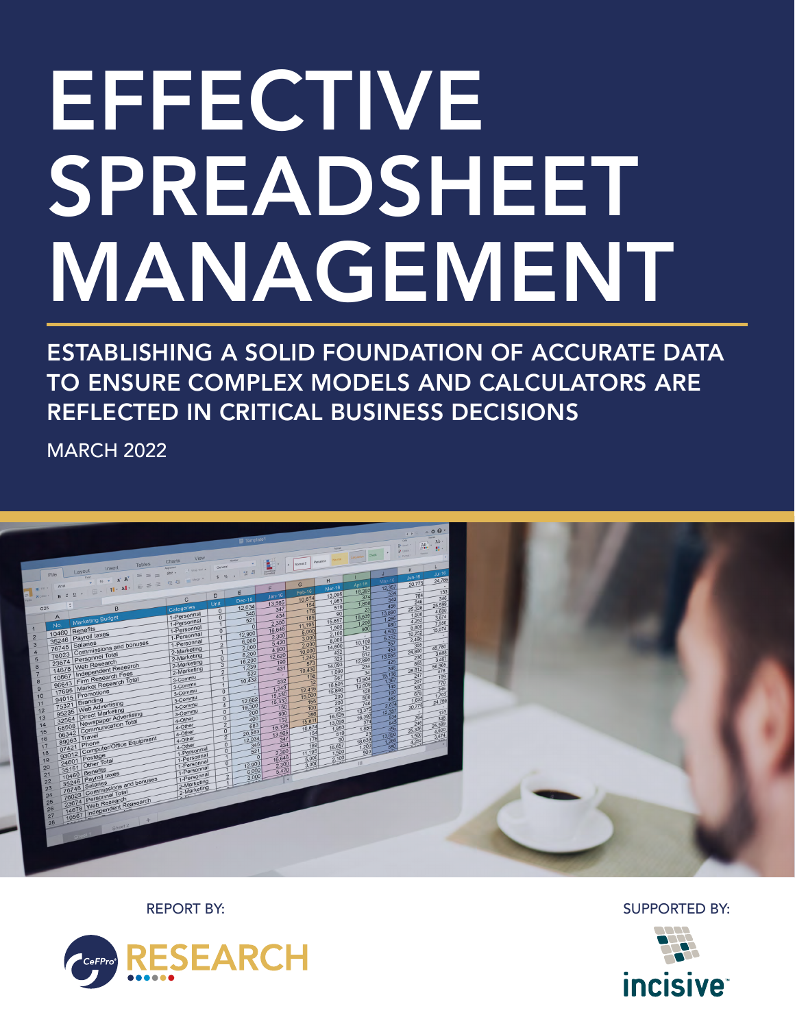# EFFECTIVE SPREADSHEET MANAGEMENT

## ESTABLISHING A SOLID FOUNDATION OF ACCURATE DATA TO ENSURE COMPLEX MODELS AND CALCULATORS ARE REFLECTED IN CRITICAL BUSINESS DECISIONS

MARCH 2022

REPORT BY: CeFPro RESEARCH

SUPPORTED BY: incisive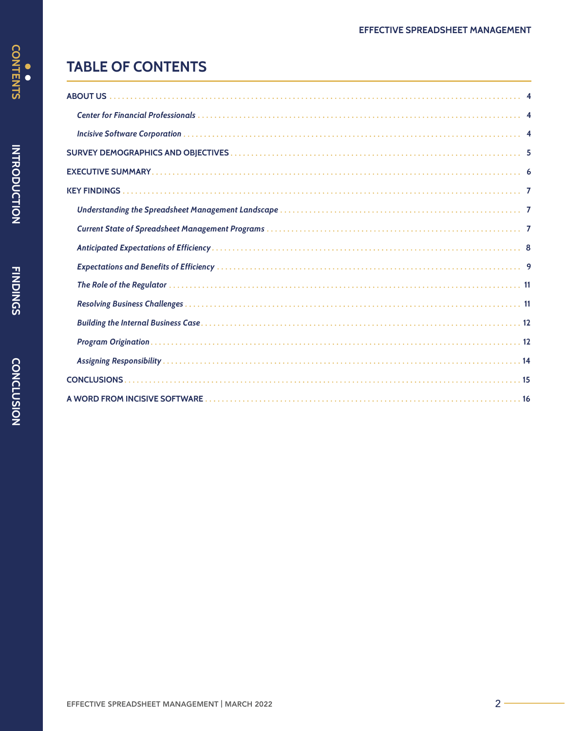# TABLE OF CONTENTS

- **ABOUT US** ........ 4
  - *Center for Financial Professionals* ........ 4
  - *Incisive Software Corporation* ........ 4
- **SURVEY DEMOGRAPHICS AND OBJECTIVES** ........ 5
- **EXECUTIVE SUMMARY** ........ 6
- **KEY FINDINGS** ........ 7
  - *Understanding the Spreadsheet Management Landscape* ........ 7
  - *Current State of Spreadsheet Management Programs* ........ 7
  - *Anticipated Expectations of Efficiency* ........ 8
  - *Expectations and Benefits of Efficiency* ........ 9
  - *The Role of the Regulator* ........ 11
  - *Resolving Business Challenges* ........ 11
  - *Building the Internal Business Case* ........ 12
  - *Program Origination* ........ 12
  - *Assigning Responsibility* ........ 14
- **CONCLUSIONS** ........ 15
- **A WORD FROM INCISIVE SOFTWARE** ........ 16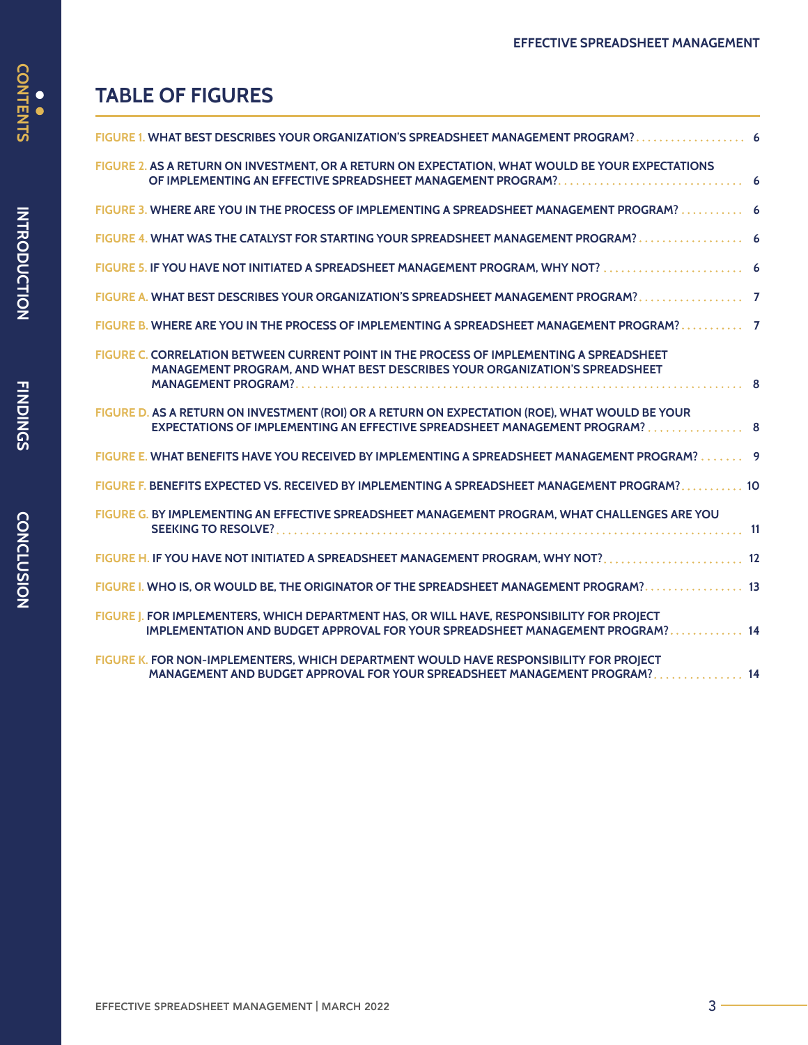# TABLE OF FIGURES

FIGURE 1. WHAT BEST DESCRIBES YOUR ORGANIZATION'S SPREADSHEET MANAGEMENT PROGRAM? .................... 6

FIGURE 2. AS A RETURN ON INVESTMENT, OR A RETURN ON EXPECTATION, WHAT WOULD BE YOUR EXPECTATIONS OF IMPLEMENTING AN EFFECTIVE SPREADSHEET MANAGEMENT PROGRAM? .................... 6

FIGURE 3. WHERE ARE YOU IN THE PROCESS OF IMPLEMENTING A SPREADSHEET MANAGEMENT PROGRAM? .................... 6

FIGURE 4. WHAT WAS THE CATALYST FOR STARTING YOUR SPREADSHEET MANAGEMENT PROGRAM? .................... 6

FIGURE 5. IF YOU HAVE NOT INITIATED A SPREADSHEET MANAGEMENT PROGRAM, WHY NOT? .................... 6

FIGURE A. WHAT BEST DESCRIBES YOUR ORGANIZATION'S SPREADSHEET MANAGEMENT PROGRAM? .................... 7

FIGURE B. WHERE ARE YOU IN THE PROCESS OF IMPLEMENTING A SPREADSHEET MANAGEMENT PROGRAM? .................... 7

FIGURE C. CORRELATION BETWEEN CURRENT POINT IN THE PROCESS OF IMPLEMENTING A SPREADSHEET MANAGEMENT PROGRAM, AND WHAT BEST DESCRIBES YOUR ORGANIZATION'S SPREADSHEET MANAGEMENT PROGRAM? .................... 8

FIGURE D. AS A RETURN ON INVESTMENT (ROI) OR A RETURN ON EXPECTATION (ROE), WHAT WOULD BE YOUR EXPECTATIONS OF IMPLEMENTING AN EFFECTIVE SPREADSHEET MANAGEMENT PROGRAM? .................... 8

FIGURE E. WHAT BENEFITS HAVE YOU RECEIVED BY IMPLEMENTING A SPREADSHEET MANAGEMENT PROGRAM? .................... 9

FIGURE F. BENEFITS EXPECTED VS. RECEIVED BY IMPLEMENTING A SPREADSHEET MANAGEMENT PROGRAM? .................... 10

FIGURE G. BY IMPLEMENTING AN EFFECTIVE SPREADSHEET MANAGEMENT PROGRAM, WHAT CHALLENGES ARE YOU SEEKING TO RESOLVE? .................... 11

FIGURE H. IF YOU HAVE NOT INITIATED A SPREADSHEET MANAGEMENT PROGRAM, WHY NOT? .................... 12

FIGURE I. WHO IS, OR WOULD BE, THE ORIGINATOR OF THE SPREADSHEET MANAGEMENT PROGRAM? .................... 13

FIGURE J. FOR IMPLEMENTERS, WHICH DEPARTMENT HAS, OR WILL HAVE, RESPONSIBILITY FOR PROJECT IMPLEMENTATION AND BUDGET APPROVAL FOR YOUR SPREADSHEET MANAGEMENT PROGRAM? .................... 14

FIGURE K. FOR NON-IMPLEMENTERS, WHICH DEPARTMENT WOULD HAVE RESPONSIBILITY FOR PROJECT MANAGEMENT AND BUDGET APPROVAL FOR YOUR SPREADSHEET MANAGEMENT PROGRAM? .................... 14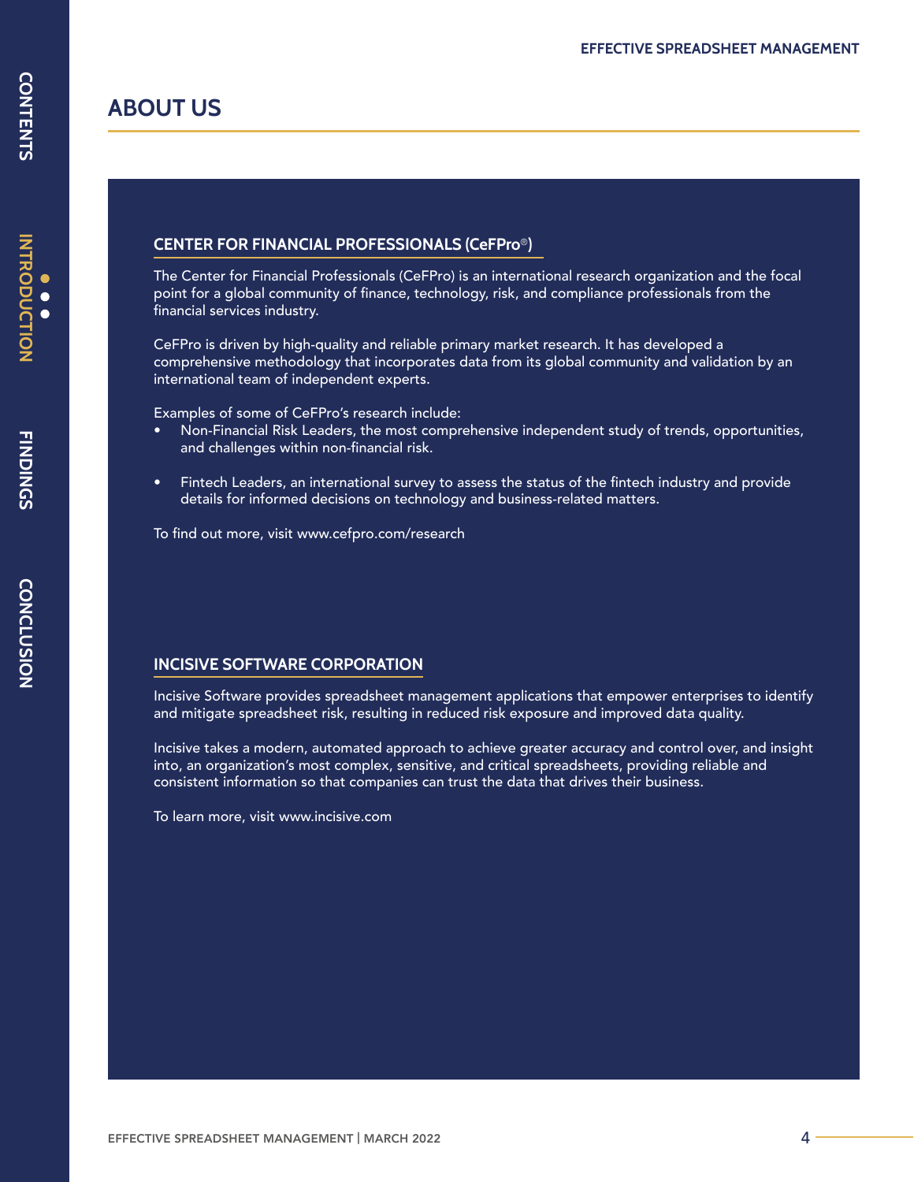# ABOUT US

## CENTER FOR FINANCIAL PROFESSIONALS (CeFPro®)

The Center for Financial Professionals (CeFPro) is an international research organization and the focal point for a global community of finance, technology, risk, and compliance professionals from the financial services industry.

CeFPro is driven by high-quality and reliable primary market research. It has developed a comprehensive methodology that incorporates data from its global community and validation by an international team of independent experts.

Examples of some of CeFPro's research include:

- Non-Financial Risk Leaders, the most comprehensive independent study of trends, opportunities, and challenges within non-financial risk.
- Fintech Leaders, an international survey to assess the status of the fintech industry and provide details for informed decisions on technology and business-related matters.

To find out more, visit www.cefpro.com/research

## INCISIVE SOFTWARE CORPORATION

Incisive Software provides spreadsheet management applications that empower enterprises to identify and mitigate spreadsheet risk, resulting in reduced risk exposure and improved data quality.

Incisive takes a modern, automated approach to achieve greater accuracy and control over, and insight into, an organization's most complex, sensitive, and critical spreadsheets, providing reliable and consistent information so that companies can trust the data that drives their business.

To learn more, visit www.incisive.com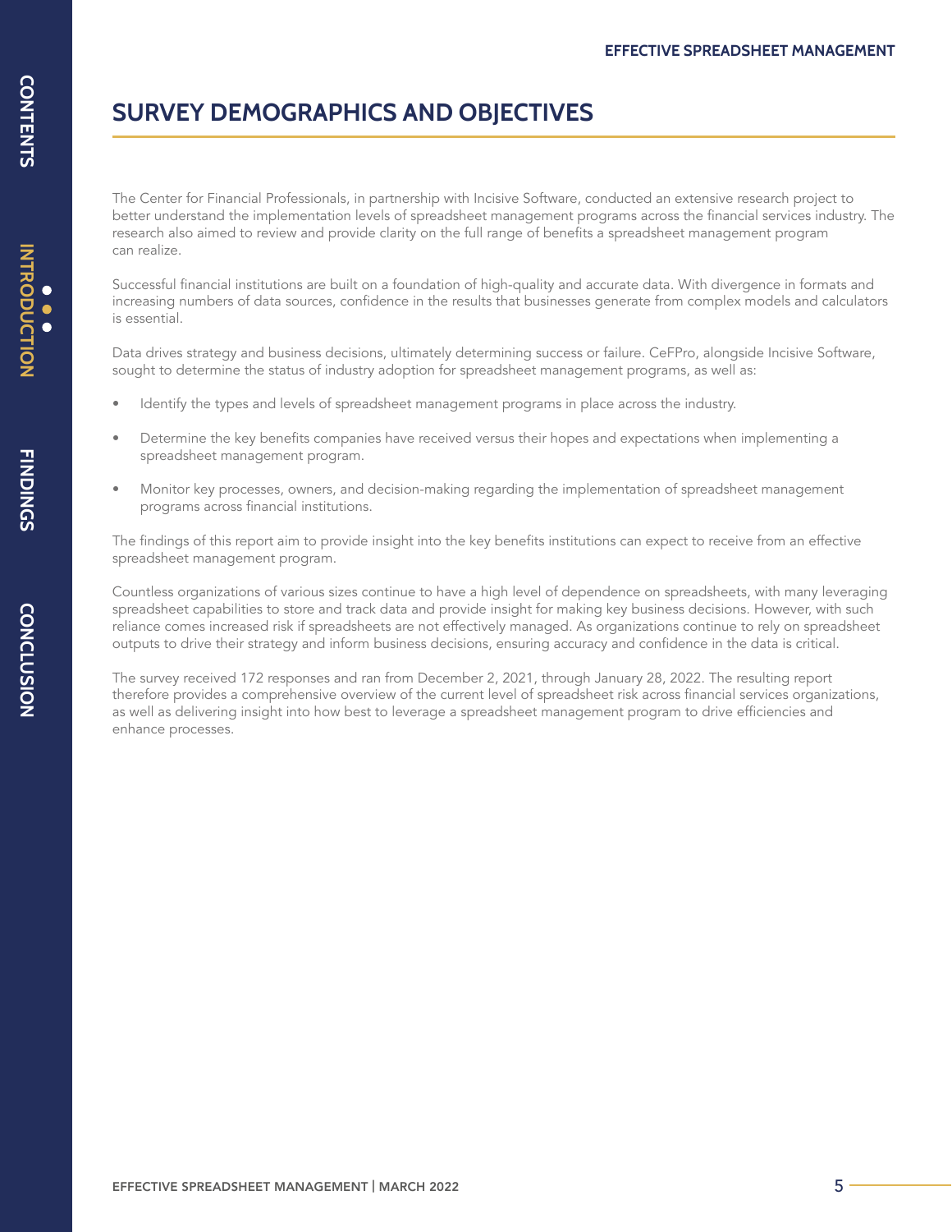# SURVEY DEMOGRAPHICS AND OBJECTIVES

The Center for Financial Professionals, in partnership with Incisive Software, conducted an extensive research project to better understand the implementation levels of spreadsheet management programs across the financial services industry. The research also aimed to review and provide clarity on the full range of benefits a spreadsheet management program can realize.

Successful financial institutions are built on a foundation of high-quality and accurate data. With divergence in formats and increasing numbers of data sources, confidence in the results that businesses generate from complex models and calculators is essential.

Data drives strategy and business decisions, ultimately determining success or failure. CeFPro, alongside Incisive Software, sought to determine the status of industry adoption for spreadsheet management programs, as well as:

- Identify the types and levels of spreadsheet management programs in place across the industry.
- Determine the key benefits companies have received versus their hopes and expectations when implementing a spreadsheet management program.
- Monitor key processes, owners, and decision-making regarding the implementation of spreadsheet management programs across financial institutions.

The findings of this report aim to provide insight into the key benefits institutions can expect to receive from an effective spreadsheet management program.

Countless organizations of various sizes continue to have a high level of dependence on spreadsheets, with many leveraging spreadsheet capabilities to store and track data and provide insight for making key business decisions. However, with such reliance comes increased risk if spreadsheets are not effectively managed. As organizations continue to rely on spreadsheet outputs to drive their strategy and inform business decisions, ensuring accuracy and confidence in the data is critical.

The survey received 172 responses and ran from December 2, 2021, through January 28, 2022. The resulting report therefore provides a comprehensive overview of the current level of spreadsheet risk across financial services organizations, as well as delivering insight into how best to leverage a spreadsheet management program to drive efficiencies and enhance processes.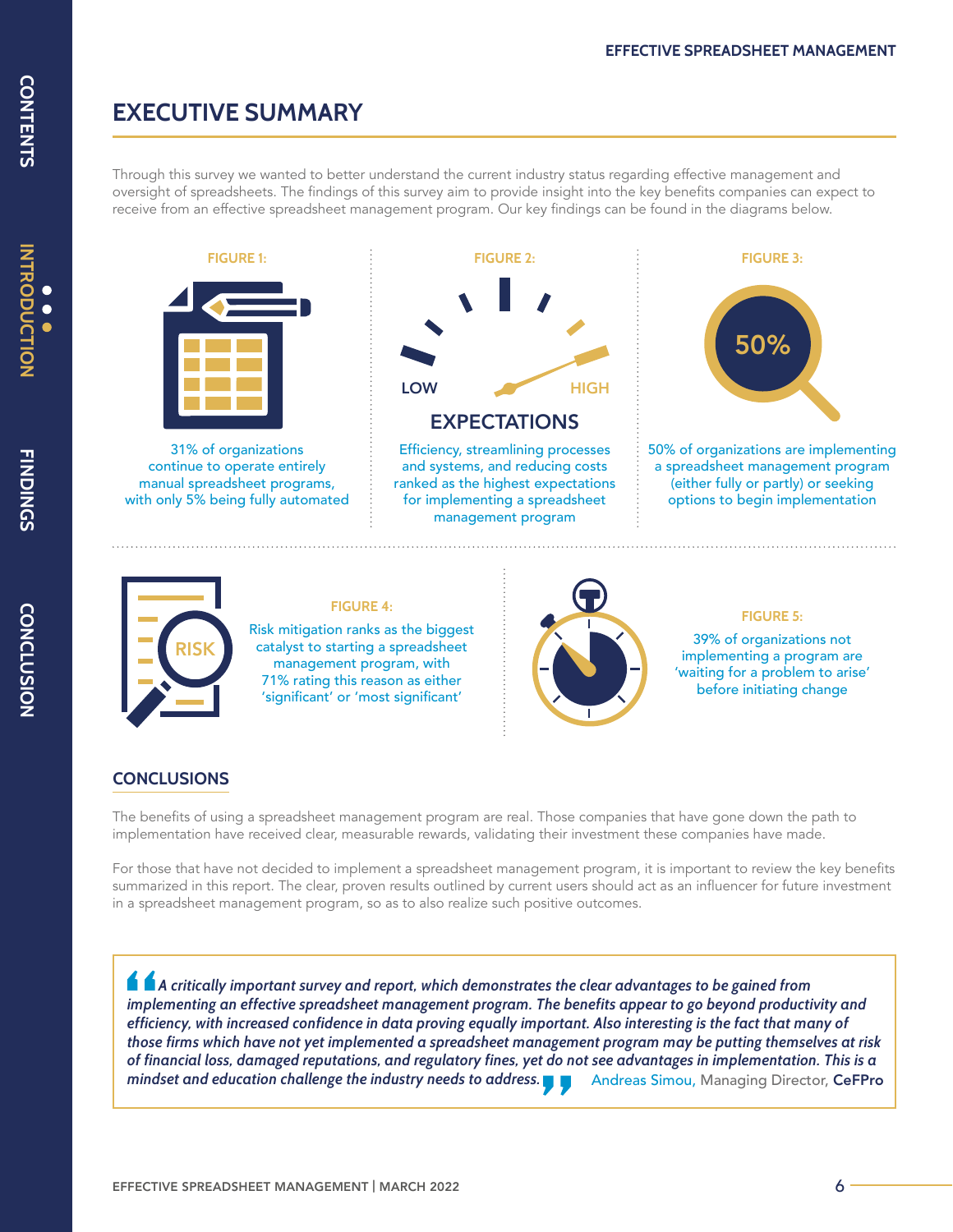# EXECUTIVE SUMMARY

Through this survey we wanted to better understand the current industry status regarding effective management and oversight of spreadsheets. The findings of this survey aim to provide insight into the key benefits companies can expect to receive from an effective spreadsheet management program. Our key findings can be found in the diagrams below.

**FIGURE 1:**

31% of organizations continue to operate entirely manual spreadsheet programs, with only 5% being fully automated

**FIGURE 2:**

LOW HIGH

EXPECTATIONS

Efficiency, streamlining processes and systems, and reducing costs ranked as the highest expectations for implementing a spreadsheet management program

**FIGURE 3:**

50%

50% of organizations are implementing a spreadsheet management program (either fully or partly) or seeking options to begin implementation

**FIGURE 4:**

RISK

Risk mitigation ranks as the biggest catalyst to starting a spreadsheet management program, with 71% rating this reason as either 'significant' or 'most significant'

**FIGURE 5:**

39% of organizations not implementing a program are 'waiting for a problem to arise' before initiating change

## CONCLUSIONS

The benefits of using a spreadsheet management program are real. Those companies that have gone down the path to implementation have received clear, measurable rewards, validating their investment these companies have made.

For those that have not decided to implement a spreadsheet management program, it is important to review the key benefits summarized in this report. The clear, proven results outlined by current users should act as an influencer for future investment in a spreadsheet management program, so as to also realize such positive outcomes.

> *A critically important survey and report, which demonstrates the clear advantages to be gained from implementing an effective spreadsheet management program. The benefits appear to go beyond productivity and efficiency, with increased confidence in data proving equally important. Also interesting is the fact that many of those firms which have not yet implemented a spreadsheet management program may be putting themselves at risk of financial loss, damaged reputations, and regulatory fines, yet do not see advantages in implementation. This is a mindset and education challenge the industry needs to address.* Andreas Simou, Managing Director, **CeFPro**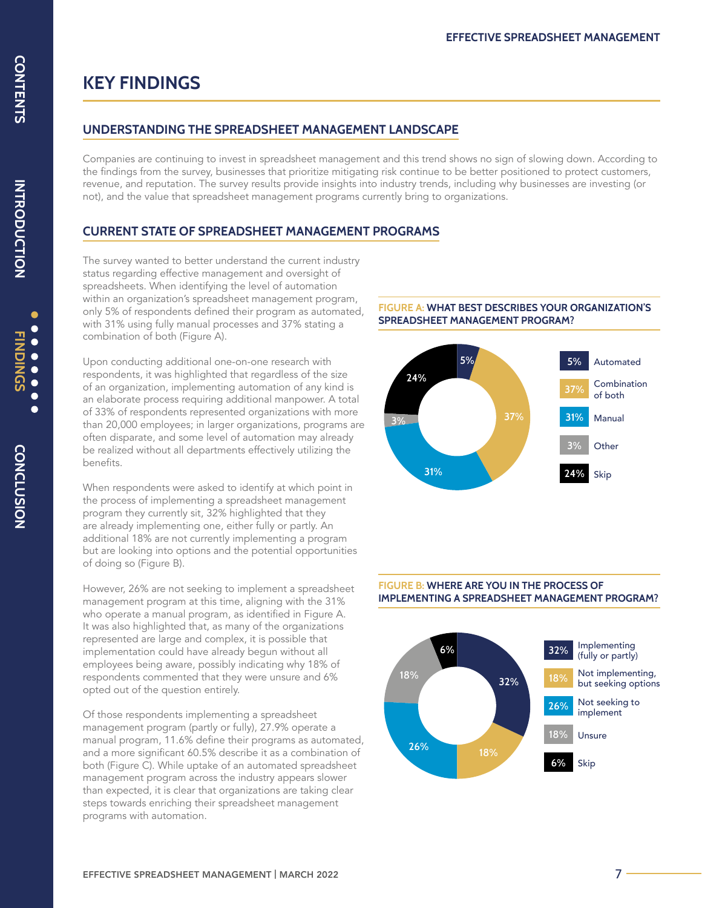# KEY FINDINGS

## UNDERSTANDING THE SPREADSHEET MANAGEMENT LANDSCAPE

Companies are continuing to invest in spreadsheet management and this trend shows no sign of slowing down. According to the findings from the survey, businesses that prioritize mitigating risk continue to be better positioned to protect customers, revenue, and reputation. The survey results provide insights into industry trends, including why businesses are investing (or not), and the value that spreadsheet management programs currently bring to organizations.

## CURRENT STATE OF SPREADSHEET MANAGEMENT PROGRAMS

The survey wanted to better understand the current industry status regarding effective management and oversight of spreadsheets. When identifying the level of automation within an organization's spreadsheet management program, only 5% of respondents defined their program as automated, with 31% using fully manual processes and 37% stating a combination of both (Figure A).

Upon conducting additional one-on-one research with respondents, it was highlighted that regardless of the size of an organization, implementing automation of any kind is an elaborate process requiring additional manpower. A total of 33% of respondents represented organizations with more than 20,000 employees; in larger organizations, programs are often disparate, and some level of automation may already be realized without all departments effectively utilizing the benefits.

When respondents were asked to identify at which point in the process of implementing a spreadsheet management program they currently sit, 32% highlighted that they are already implementing one, either fully or partly. An additional 18% are not currently implementing a program but are looking into options and the potential opportunities of doing so (Figure B).

However, 26% are not seeking to implement a spreadsheet management program at this time, aligning with the 31% who operate a manual program, as identified in Figure A. It was also highlighted that, as many of the organizations represented are large and complex, it is possible that implementation could have already begun without all employees being aware, possibly indicating why 18% of respondents commented that they were unsure and 6% opted out of the question entirely.

Of those respondents implementing a spreadsheet management program (partly or fully), 27.9% operate a manual program, 11.6% define their programs as automated, and a more significant 60.5% describe it as a combination of both (Figure C). While uptake of an automated spreadsheet management program across the industry appears slower than expected, it is clear that organizations are taking clear steps towards enriching their spreadsheet management programs with automation.

**FIGURE A: WHAT BEST DESCRIBES YOUR ORGANIZATION'S SPREADSHEET MANAGEMENT PROGRAM?**

| Response | % |
|---|---|
| Automated | 5% |
| Combination of both | 37% |
| Manual | 31% |
| Other | 3% |
| Skip | 24% |

**FIGURE B: WHERE ARE YOU IN THE PROCESS OF IMPLEMENTING A SPREADSHEET MANAGEMENT PROGRAM?**

| Response | % |
|---|---|
| Implementing (fully or partly) | 32% |
| Not implementing, but seeking options | 18% |
| Not seeking to implement | 26% |
| Unsure | 18% |
| Skip | 6% |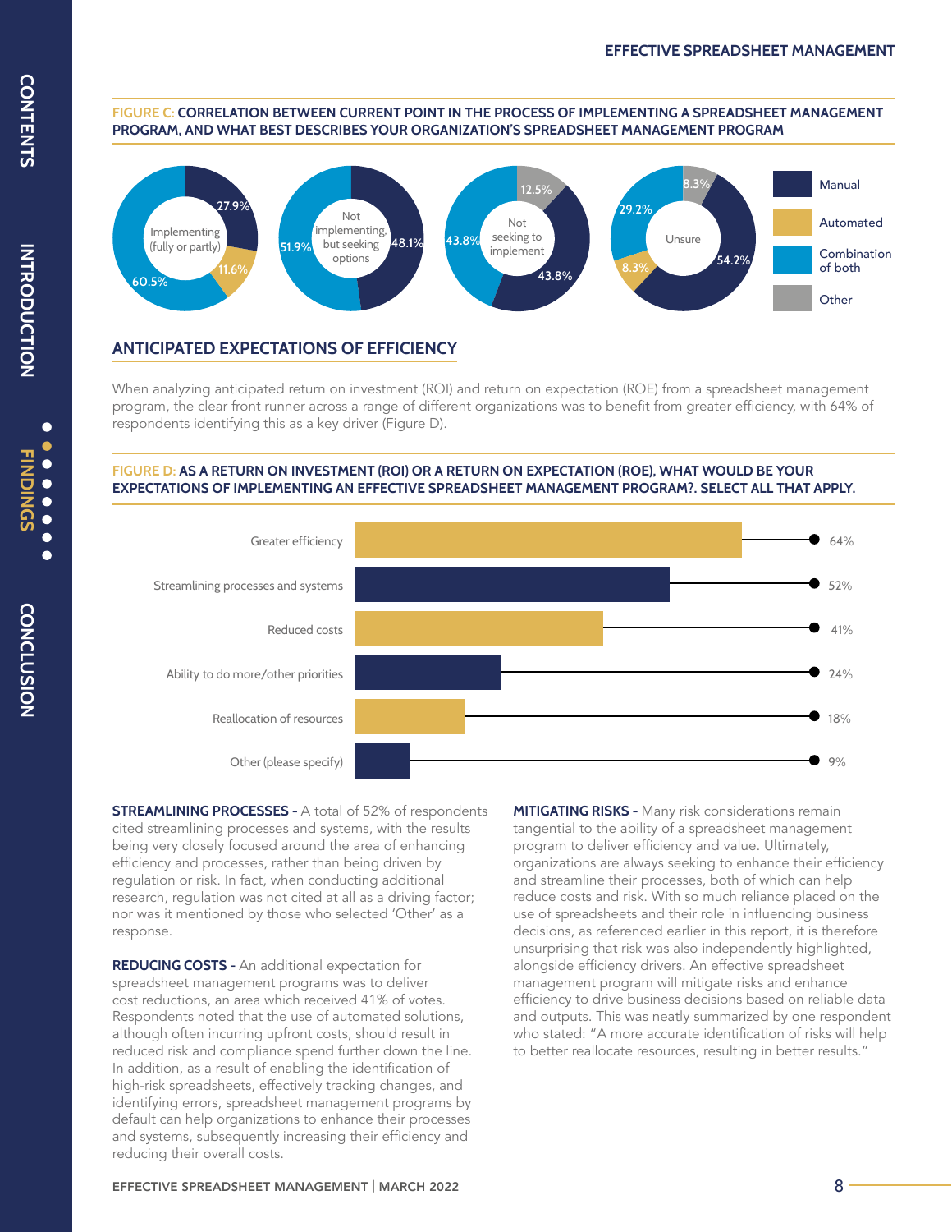**FIGURE C: CORRELATION BETWEEN CURRENT POINT IN THE PROCESS OF IMPLEMENTING A SPREADSHEET MANAGEMENT PROGRAM, AND WHAT BEST DESCRIBES YOUR ORGANIZATION'S SPREADSHEET MANAGEMENT PROGRAM**

| | Manual | Automated | Combination of both | Other |
|---|---|---|---|---|
| Implementing (fully or partly) | 27.9% | 11.6% | 60.5% | |
| Not implementing, but seeking options | 48.1% | | 51.9% | |
| Not seeking to implement | 43.8% | | 43.8% | 12.5% |
| Unsure | 54.2% | 8.3% | 29.2% | 8.3% |

## ANTICIPATED EXPECTATIONS OF EFFICIENCY

When analyzing anticipated return on investment (ROI) and return on expectation (ROE) from a spreadsheet management program, the clear front runner across a range of different organizations was to benefit from greater efficiency, with 64% of respondents identifying this as a key driver (Figure D).

**FIGURE D: AS A RETURN ON INVESTMENT (ROI) OR A RETURN ON EXPECTATION (ROE), WHAT WOULD BE YOUR EXPECTATIONS OF IMPLEMENTING AN EFFECTIVE SPREADSHEET MANAGEMENT PROGRAM?. SELECT ALL THAT APPLY.**

| Response | % |
|---|---|
| Greater efficiency | 64% |
| Streamlining processes and systems | 52% |
| Reduced costs | 41% |
| Ability to do more/other priorities | 24% |
| Reallocation of resources | 18% |
| Other (please specify) | 9% |

**STREAMLINING PROCESSES -** A total of 52% of respondents cited streamlining processes and systems, with the results being very closely focused around the area of enhancing efficiency and processes, rather than being driven by regulation or risk. In fact, when conducting additional research, regulation was not cited at all as a driving factor; nor was it mentioned by those who selected 'Other' as a response.

**REDUCING COSTS -** An additional expectation for spreadsheet management programs was to deliver cost reductions, an area which received 41% of votes. Respondents noted that the use of automated solutions, although often incurring upfront costs, should result in reduced risk and compliance spend further down the line. In addition, as a result of enabling the identification of high-risk spreadsheets, effectively tracking changes, and identifying errors, spreadsheet management programs by default can help organizations to enhance their processes and systems, subsequently increasing their efficiency and reducing their overall costs.

**MITIGATING RISKS -** Many risk considerations remain tangential to the ability of a spreadsheet management program to deliver efficiency and value. Ultimately, organizations are always seeking to enhance their efficiency and streamline their processes, both of which can help reduce costs and risk. With so much reliance placed on the use of spreadsheets and their role in influencing business decisions, as referenced earlier in this report, it is therefore unsurprising that risk was also independently highlighted, alongside efficiency drivers. An effective spreadsheet management program will mitigate risks and enhance efficiency to drive business decisions based on reliable data and outputs. This was neatly summarized by one respondent who stated: "A more accurate identification of risks will help to better reallocate resources, resulting in better results."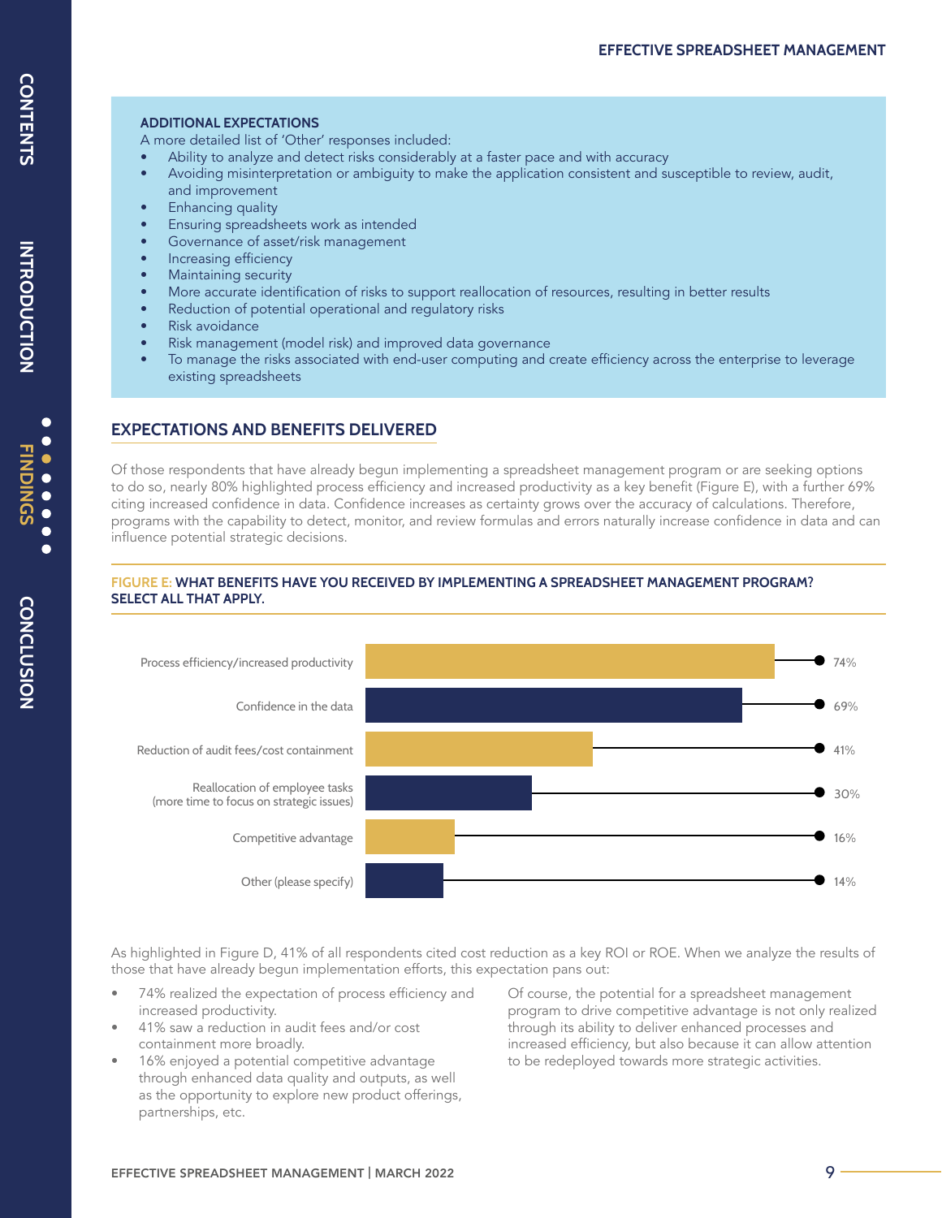### ADDITIONAL EXPECTATIONS

A more detailed list of 'Other' responses included:

- Ability to analyze and detect risks considerably at a faster pace and with accuracy
- Avoiding misinterpretation or ambiguity to make the application consistent and susceptible to review, audit, and improvement
- Enhancing quality
- Ensuring spreadsheets work as intended
- Governance of asset/risk management
- Increasing efficiency
- Maintaining security
- More accurate identification of risks to support reallocation of resources, resulting in better results
- Reduction of potential operational and regulatory risks
- Risk avoidance
- Risk management (model risk) and improved data governance
- To manage the risks associated with end-user computing and create efficiency across the enterprise to leverage existing spreadsheets

## EXPECTATIONS AND BENEFITS DELIVERED

Of those respondents that have already begun implementing a spreadsheet management program or are seeking options to do so, nearly 80% highlighted process efficiency and increased productivity as a key benefit (Figure E), with a further 69% citing increased confidence in data. Confidence increases as certainty grows over the accuracy of calculations. Therefore, programs with the capability to detect, monitor, and review formulas and errors naturally increase confidence in data and can influence potential strategic decisions.

**FIGURE E: WHAT BENEFITS HAVE YOU RECEIVED BY IMPLEMENTING A SPREADSHEET MANAGEMENT PROGRAM? SELECT ALL THAT APPLY.**

| Benefit | % |
|---|---|
| Process efficiency/increased productivity | 74% |
| Confidence in the data | 69% |
| Reduction of audit fees/cost containment | 41% |
| Reallocation of employee tasks (more time to focus on strategic issues) | 30% |
| Competitive advantage | 16% |
| Other (please specify) | 14% |

As highlighted in Figure D, 41% of all respondents cited cost reduction as a key ROI or ROE. When we analyze the results of those that have already begun implementation efforts, this expectation pans out:

- 74% realized the expectation of process efficiency and increased productivity.
- 41% saw a reduction in audit fees and/or cost containment more broadly.
- 16% enjoyed a potential competitive advantage through enhanced data quality and outputs, as well as the opportunity to explore new product offerings, partnerships, etc.

Of course, the potential for a spreadsheet management program to drive competitive advantage is not only realized through its ability to deliver enhanced processes and increased efficiency, but also because it can allow attention to be redeployed towards more strategic activities.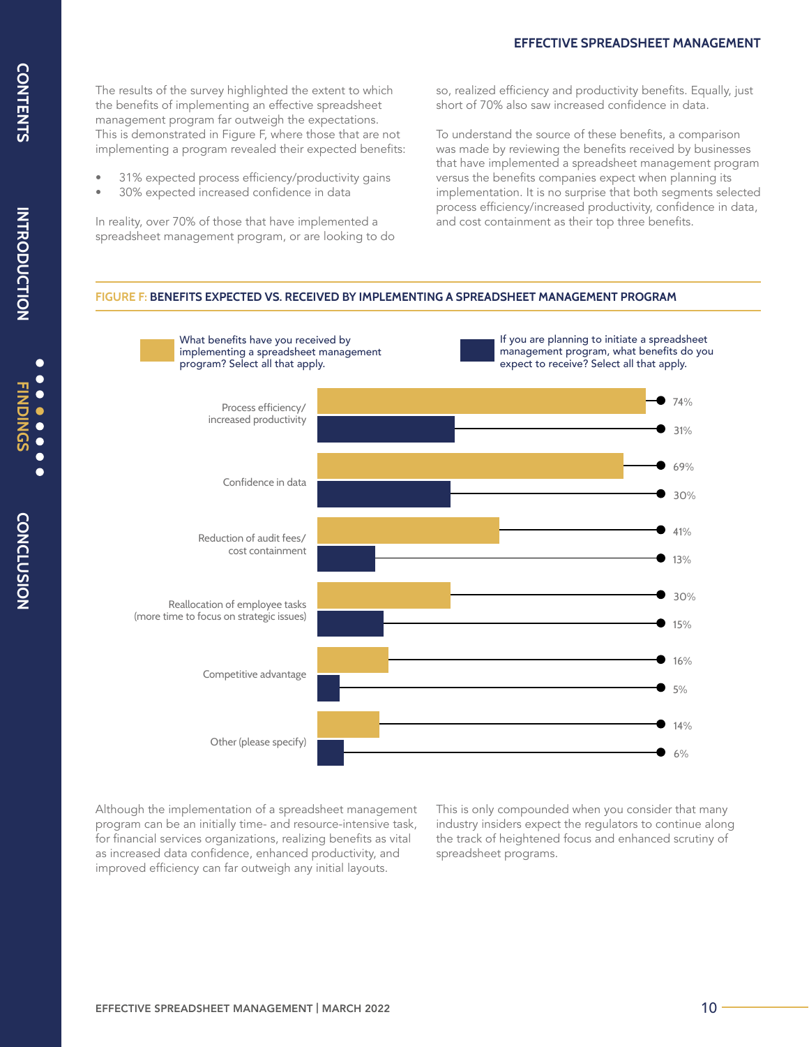The results of the survey highlighted the extent to which the benefits of implementing an effective spreadsheet management program far outweigh the expectations. This is demonstrated in Figure F, where those that are not implementing a program revealed their expected benefits:

- 31% expected process efficiency/productivity gains
- 30% expected increased confidence in data

In reality, over 70% of those that have implemented a spreadsheet management program, or are looking to do so, realized efficiency and productivity benefits. Equally, just short of 70% also saw increased confidence in data.

To understand the source of these benefits, a comparison was made by reviewing the benefits received by businesses that have implemented a spreadsheet management program versus the benefits companies expect when planning its implementation. It is no surprise that both segments selected process efficiency/increased productivity, confidence in data, and cost containment as their top three benefits.

**FIGURE F: BENEFITS EXPECTED VS. RECEIVED BY IMPLEMENTING A SPREADSHEET MANAGEMENT PROGRAM**

| Benefit | What benefits have you received by implementing a spreadsheet management program? Select all that apply. | If you are planning to initiate a spreadsheet management program, what benefits do you expect to receive? Select all that apply. |
|---|---|---|
| Process efficiency/ increased productivity | 74% | 31% |
| Confidence in data | 69% | 30% |
| Reduction of audit fees/ cost containment | 41% | 13% |
| Reallocation of employee tasks (more time to focus on strategic issues) | 30% | 15% |
| Competitive advantage | 16% | 5% |
| Other (please specify) | 14% | 6% |

Although the implementation of a spreadsheet management program can be an initially time- and resource-intensive task, for financial services organizations, realizing benefits as vital as increased data confidence, enhanced productivity, and improved efficiency can far outweigh any initial layouts.

This is only compounded when you consider that many industry insiders expect the regulators to continue along the track of heightened focus and enhanced scrutiny of spreadsheet programs.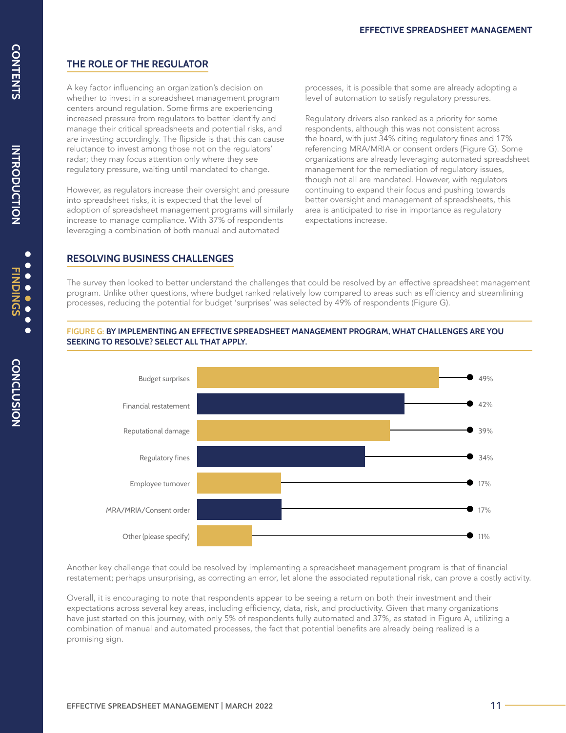## THE ROLE OF THE REGULATOR

A key factor influencing an organization's decision on whether to invest in a spreadsheet management program centers around regulation. Some firms are experiencing increased pressure from regulators to better identify and manage their critical spreadsheets and potential risks, and are investing accordingly. The flipside is that this can cause reluctance to invest among those not on the regulators' radar; they may focus attention only where they see regulatory pressure, waiting until mandated to change.

However, as regulators increase their oversight and pressure into spreadsheet risks, it is expected that the level of adoption of spreadsheet management programs will similarly increase to manage compliance. With 37% of respondents leveraging a combination of both manual and automated processes, it is possible that some are already adopting a level of automation to satisfy regulatory pressures.

Regulatory drivers also ranked as a priority for some respondents, although this was not consistent across the board, with just 34% citing regulatory fines and 17% referencing MRA/MRIA or consent orders (Figure G). Some organizations are already leveraging automated spreadsheet management for the remediation of regulatory issues, though not all are mandated. However, with regulators continuing to expand their focus and pushing towards better oversight and management of spreadsheets, this area is anticipated to rise in importance as regulatory expectations increase.

## RESOLVING BUSINESS CHALLENGES

The survey then looked to better understand the challenges that could be resolved by an effective spreadsheet management program. Unlike other questions, where budget ranked relatively low compared to areas such as efficiency and streamlining processes, reducing the potential for budget 'surprises' was selected by 49% of respondents (Figure G).

**FIGURE G: BY IMPLEMENTING AN EFFECTIVE SPREADSHEET MANAGEMENT PROGRAM, WHAT CHALLENGES ARE YOU SEEKING TO RESOLVE? SELECT ALL THAT APPLY.**

| Challenge | % |
|---|---|
| Budget surprises | 49% |
| Financial restatement | 42% |
| Reputational damage | 39% |
| Regulatory fines | 34% |
| Employee turnover | 17% |
| MRA/MRIA/Consent order | 17% |
| Other (please specify) | 11% |

Another key challenge that could be resolved by implementing a spreadsheet management program is that of financial restatement; perhaps unsurprising, as correcting an error, let alone the associated reputational risk, can prove a costly activity.

Overall, it is encouraging to note that respondents appear to be seeing a return on both their investment and their expectations across several key areas, including efficiency, data, risk, and productivity. Given that many organizations have just started on this journey, with only 5% of respondents fully automated and 37%, as stated in Figure A, utilizing a combination of manual and automated processes, the fact that potential benefits are already being realized is a promising sign.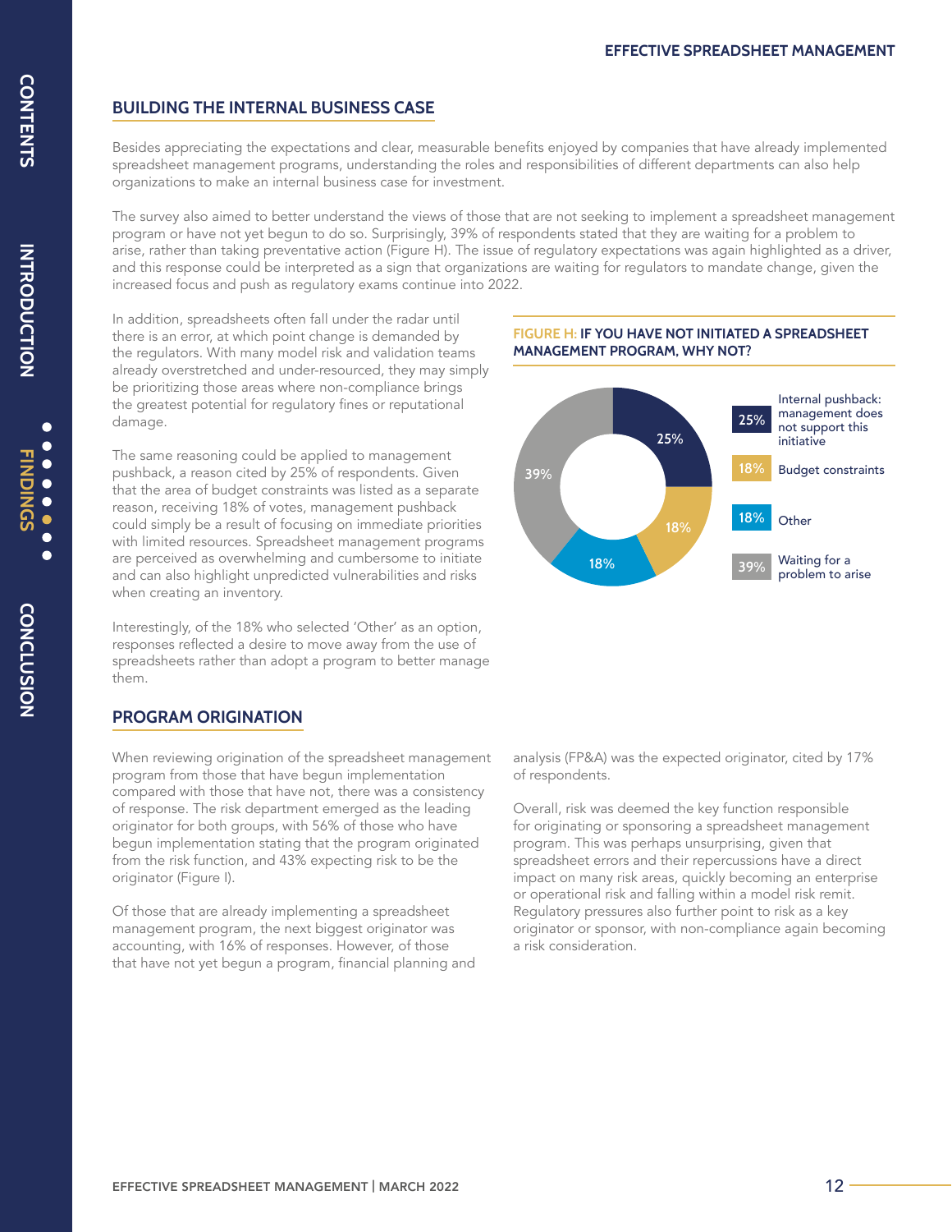## BUILDING THE INTERNAL BUSINESS CASE

Besides appreciating the expectations and clear, measurable benefits enjoyed by companies that have already implemented spreadsheet management programs, understanding the roles and responsibilities of different departments can also help organizations to make an internal business case for investment.

The survey also aimed to better understand the views of those that are not seeking to implement a spreadsheet management program or have not yet begun to do so. Surprisingly, 39% of respondents stated that they are waiting for a problem to arise, rather than taking preventative action (Figure H). The issue of regulatory expectations was again highlighted as a driver, and this response could be interpreted as a sign that organizations are waiting for regulators to mandate change, given the increased focus and push as regulatory exams continue into 2022.

In addition, spreadsheets often fall under the radar until there is an error, at which point change is demanded by the regulators. With many model risk and validation teams already overstretched and under-resourced, they may simply be prioritizing those areas where non-compliance brings the greatest potential for regulatory fines or reputational damage.

The same reasoning could be applied to management pushback, a reason cited by 25% of respondents. Given that the area of budget constraints was listed as a separate reason, receiving 18% of votes, management pushback could simply be a result of focusing on immediate priorities with limited resources. Spreadsheet management programs are perceived as overwhelming and cumbersome to initiate and can also highlight unpredicted vulnerabilities and risks when creating an inventory.

Interestingly, of the 18% who selected 'Other' as an option, responses reflected a desire to move away from the use of spreadsheets rather than adopt a program to better manage them.

**FIGURE H: IF YOU HAVE NOT INITIATED A SPREADSHEET MANAGEMENT PROGRAM, WHY NOT?**

| Reason | % |
|---|---|
| Internal pushback: management does not support this initiative | 25% |
| Budget constraints | 18% |
| Other | 18% |
| Waiting for a problem to arise | 39% |

## PROGRAM ORIGINATION

When reviewing origination of the spreadsheet management program from those that have begun implementation compared with those that have not, there was a consistency of response. The risk department emerged as the leading originator for both groups, with 56% of those who have begun implementation stating that the program originated from the risk function, and 43% expecting risk to be the originator (Figure I).

Of those that are already implementing a spreadsheet management program, the next biggest originator was accounting, with 16% of responses. However, of those that have not yet begun a program, financial planning and analysis (FP&A) was the expected originator, cited by 17% of respondents.

Overall, risk was deemed the key function responsible for originating or sponsoring a spreadsheet management program. This was perhaps unsurprising, given that spreadsheet errors and their repercussions have a direct impact on many risk areas, quickly becoming an enterprise or operational risk and falling within a model risk remit. Regulatory pressures also further point to risk as a key originator or sponsor, with non-compliance again becoming a risk consideration.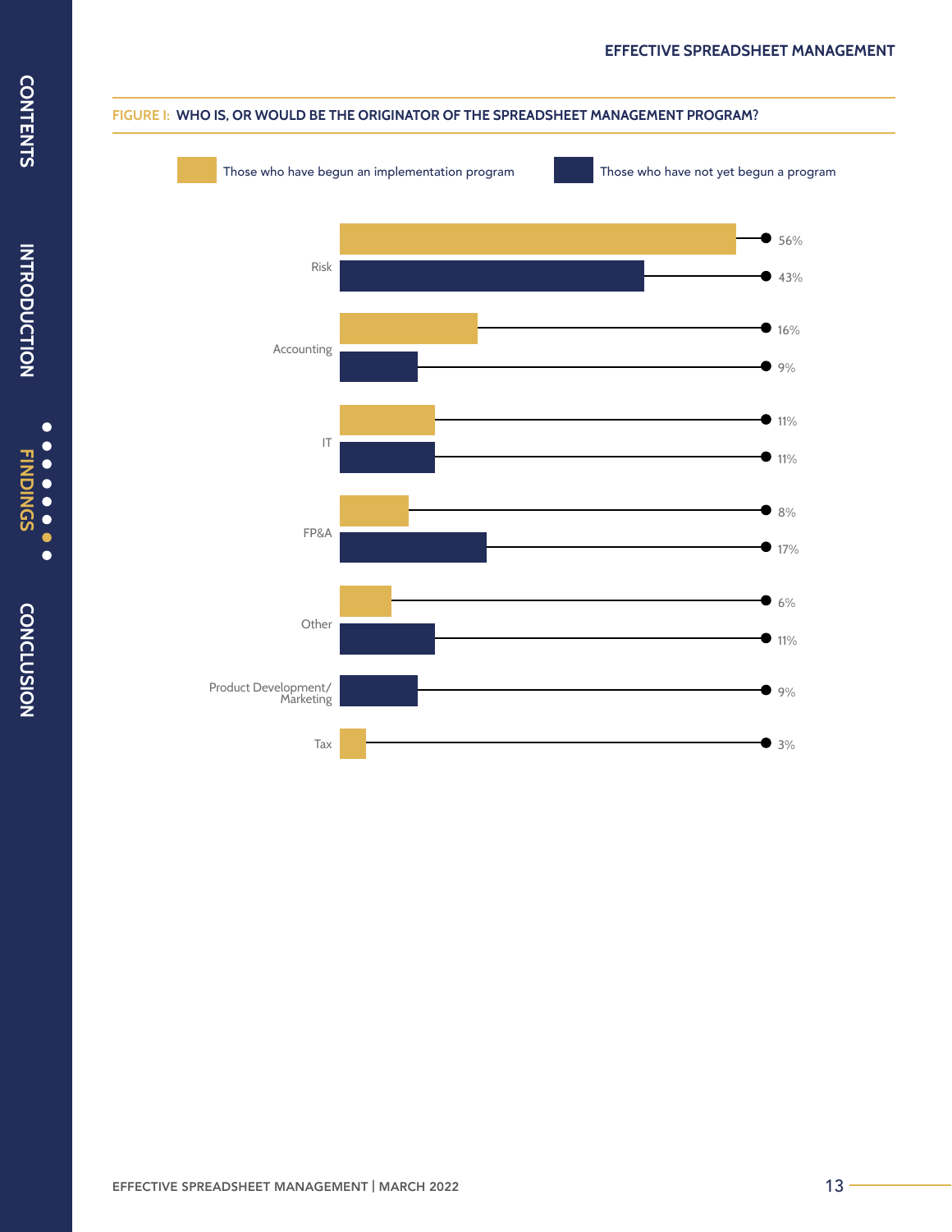**FIGURE I: WHO IS, OR WOULD BE THE ORIGINATOR OF THE SPREADSHEET MANAGEMENT PROGRAM?**

| | Those who have begun an implementation program | Those who have not yet begun a program |
|---|---|---|
| Risk | 56% | 43% |
| Accounting | 16% | 9% |
| IT | 11% | 11% |
| FP&A | 8% | 17% |
| Other | 6% | 11% |
| Product Development/ Marketing | | 9% |
| Tax | 3% | |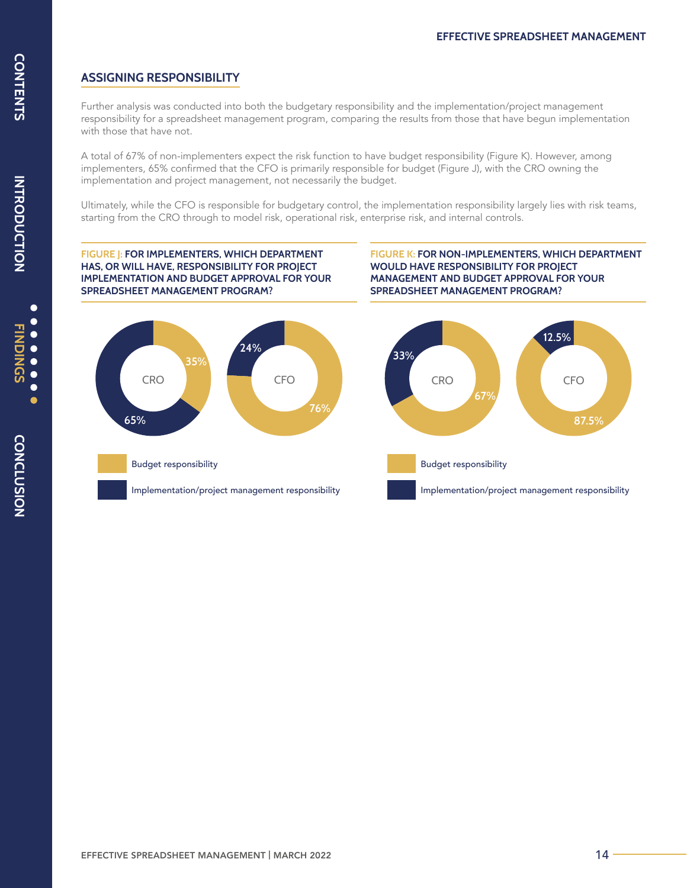## ASSIGNING RESPONSIBILITY

Further analysis was conducted into both the budgetary responsibility and the implementation/project management responsibility for a spreadsheet management program, comparing the results from those that have begun implementation with those that have not.

A total of 67% of non-implementers expect the risk function to have budget responsibility (Figure K). However, among implementers, 65% confirmed that the CFO is primarily responsible for budget (Figure J), with the CRO owning the implementation and project management, not necessarily the budget.

Ultimately, while the CFO is responsible for budgetary control, the implementation responsibility largely lies with risk teams, starting from the CRO through to model risk, operational risk, enterprise risk, and internal controls.

**FIGURE J: FOR IMPLEMENTERS, WHICH DEPARTMENT HAS, OR WILL HAVE, RESPONSIBILITY FOR PROJECT IMPLEMENTATION AND BUDGET APPROVAL FOR YOUR SPREADSHEET MANAGEMENT PROGRAM?**

| | Budget responsibility | Implementation/project management responsibility |
| --- | --- | --- |
| CRO | 35% | 65% |
| CFO | 76% | 24% |

**FIGURE K: FOR NON-IMPLEMENTERS, WHICH DEPARTMENT WOULD HAVE RESPONSIBILITY FOR PROJECT MANAGEMENT AND BUDGET APPROVAL FOR YOUR SPREADSHEET MANAGEMENT PROGRAM?**

| | Budget responsibility | Implementation/project management responsibility |
| --- | --- | --- |
| CRO | 67% | 33% |
| CFO | 87.5% | 12.5% |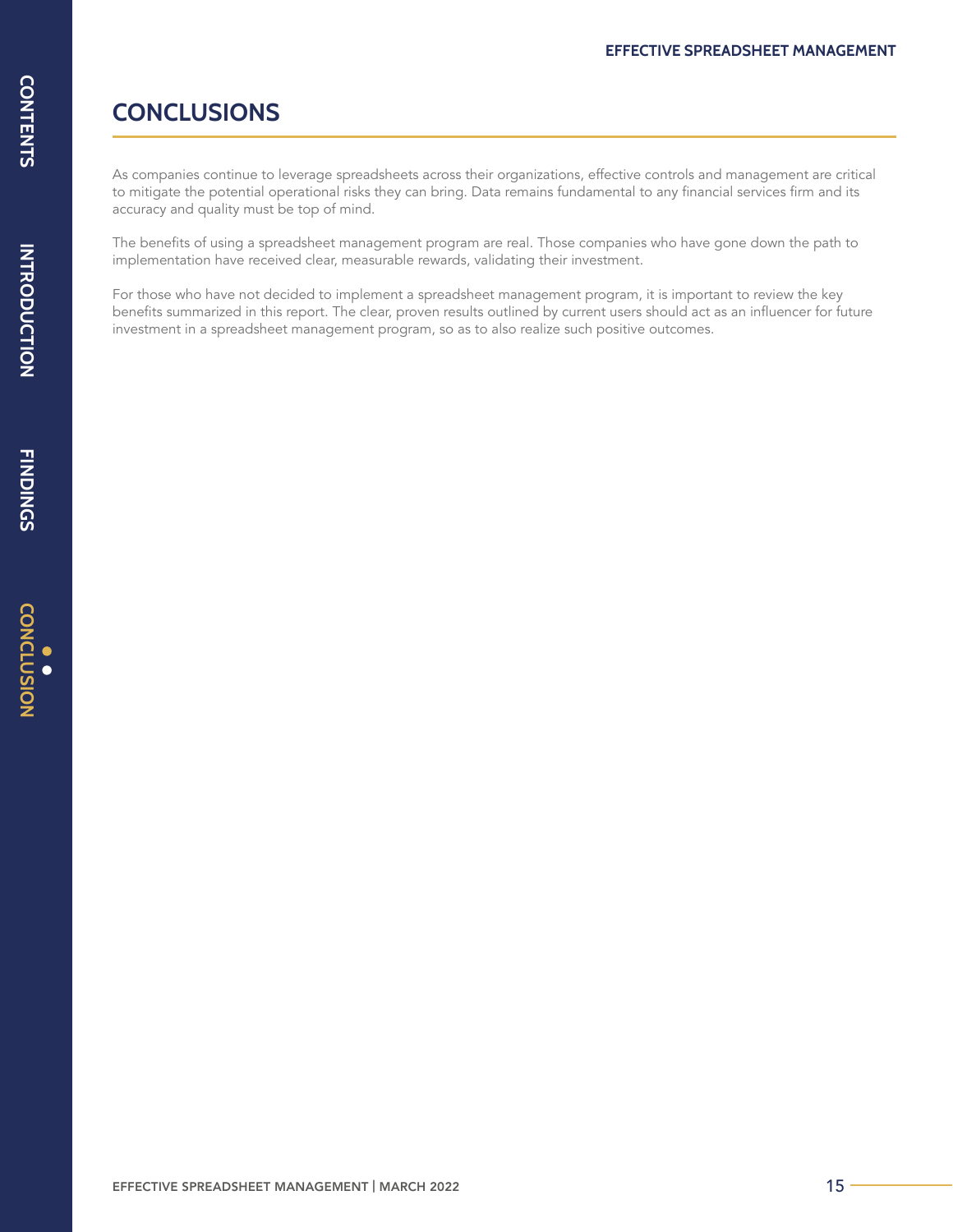# CONCLUSIONS

As companies continue to leverage spreadsheets across their organizations, effective controls and management are critical to mitigate the potential operational risks they can bring. Data remains fundamental to any financial services firm and its accuracy and quality must be top of mind.

The benefits of using a spreadsheet management program are real. Those companies who have gone down the path to implementation have received clear, measurable rewards, validating their investment.

For those who have not decided to implement a spreadsheet management program, it is important to review the key benefits summarized in this report. The clear, proven results outlined by current users should act as an influencer for future investment in a spreadsheet management program, so as to also realize such positive outcomes.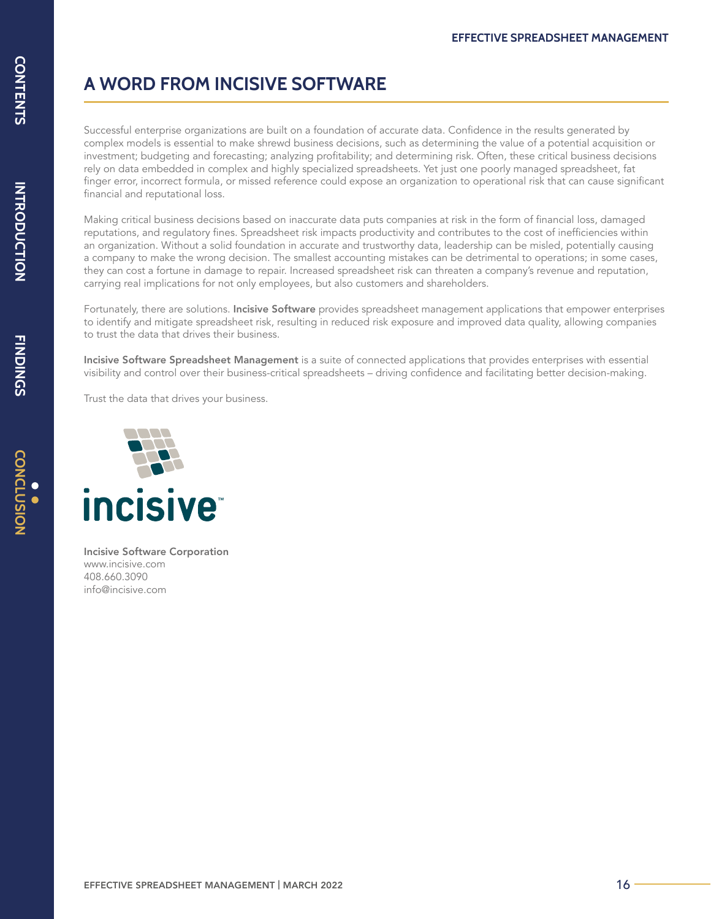# A WORD FROM INCISIVE SOFTWARE

Successful enterprise organizations are built on a foundation of accurate data. Confidence in the results generated by complex models is essential to make shrewd business decisions, such as determining the value of a potential acquisition or investment; budgeting and forecasting; analyzing profitability; and determining risk. Often, these critical business decisions rely on data embedded in complex and highly specialized spreadsheets. Yet just one poorly managed spreadsheet, fat finger error, incorrect formula, or missed reference could expose an organization to operational risk that can cause significant financial and reputational loss.

Making critical business decisions based on inaccurate data puts companies at risk in the form of financial loss, damaged reputations, and regulatory fines. Spreadsheet risk impacts productivity and contributes to the cost of inefficiencies within an organization. Without a solid foundation in accurate and trustworthy data, leadership can be misled, potentially causing a company to make the wrong decision. The smallest accounting mistakes can be detrimental to operations; in some cases, they can cost a fortune in damage to repair. Increased spreadsheet risk can threaten a company's revenue and reputation, carrying real implications for not only employees, but also customers and shareholders.

Fortunately, there are solutions. **Incisive Software** provides spreadsheet management applications that empower enterprises to identify and mitigate spreadsheet risk, resulting in reduced risk exposure and improved data quality, allowing companies to trust the data that drives their business.

**Incisive Software Spreadsheet Management** is a suite of connected applications that provides enterprises with essential visibility and control over their business-critical spreadsheets – driving confidence and facilitating better decision-making.

Trust the data that drives your business.

incisive™

**Incisive Software Corporation**
www.incisive.com
408.660.3090
info@incisive.com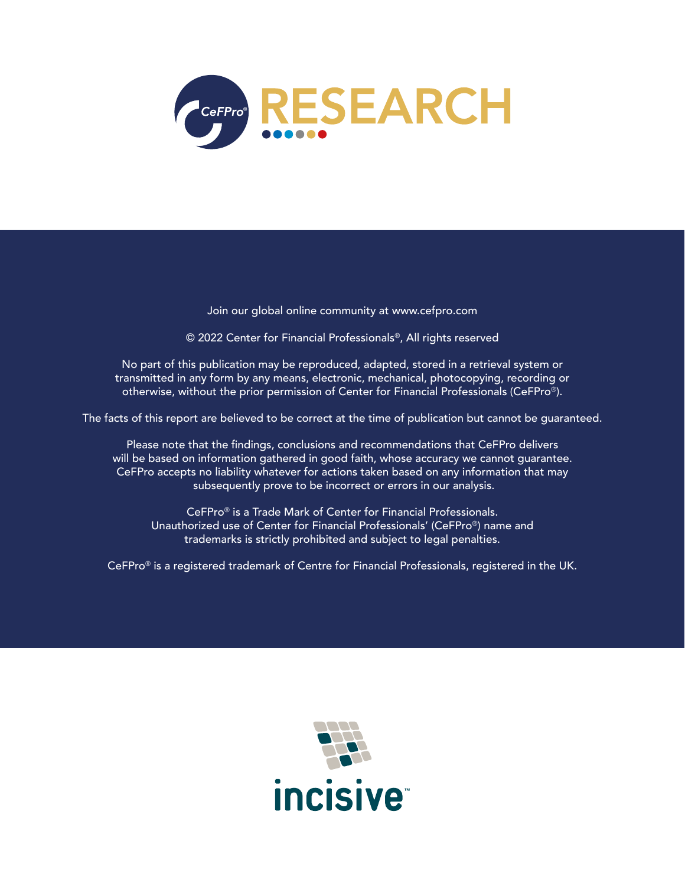CeFPro® RESEARCH

Join our global online community at www.cefpro.com

© 2022 Center for Financial Professionals®, All rights reserved

No part of this publication may be reproduced, adapted, stored in a retrieval system or transmitted in any form by any means, electronic, mechanical, photocopying, recording or otherwise, without the prior permission of Center for Financial Professionals (CeFPro®).

The facts of this report are believed to be correct at the time of publication but cannot be guaranteed.

Please note that the findings, conclusions and recommendations that CeFPro delivers will be based on information gathered in good faith, whose accuracy we cannot guarantee. CeFPro accepts no liability whatever for actions taken based on any information that may subsequently prove to be incorrect or errors in our analysis.

CeFPro® is a Trade Mark of Center for Financial Professionals. Unauthorized use of Center for Financial Professionals' (CeFPro®) name and trademarks is strictly prohibited and subject to legal penalties.

CeFPro® is a registered trademark of Centre for Financial Professionals, registered in the UK.

incisive™